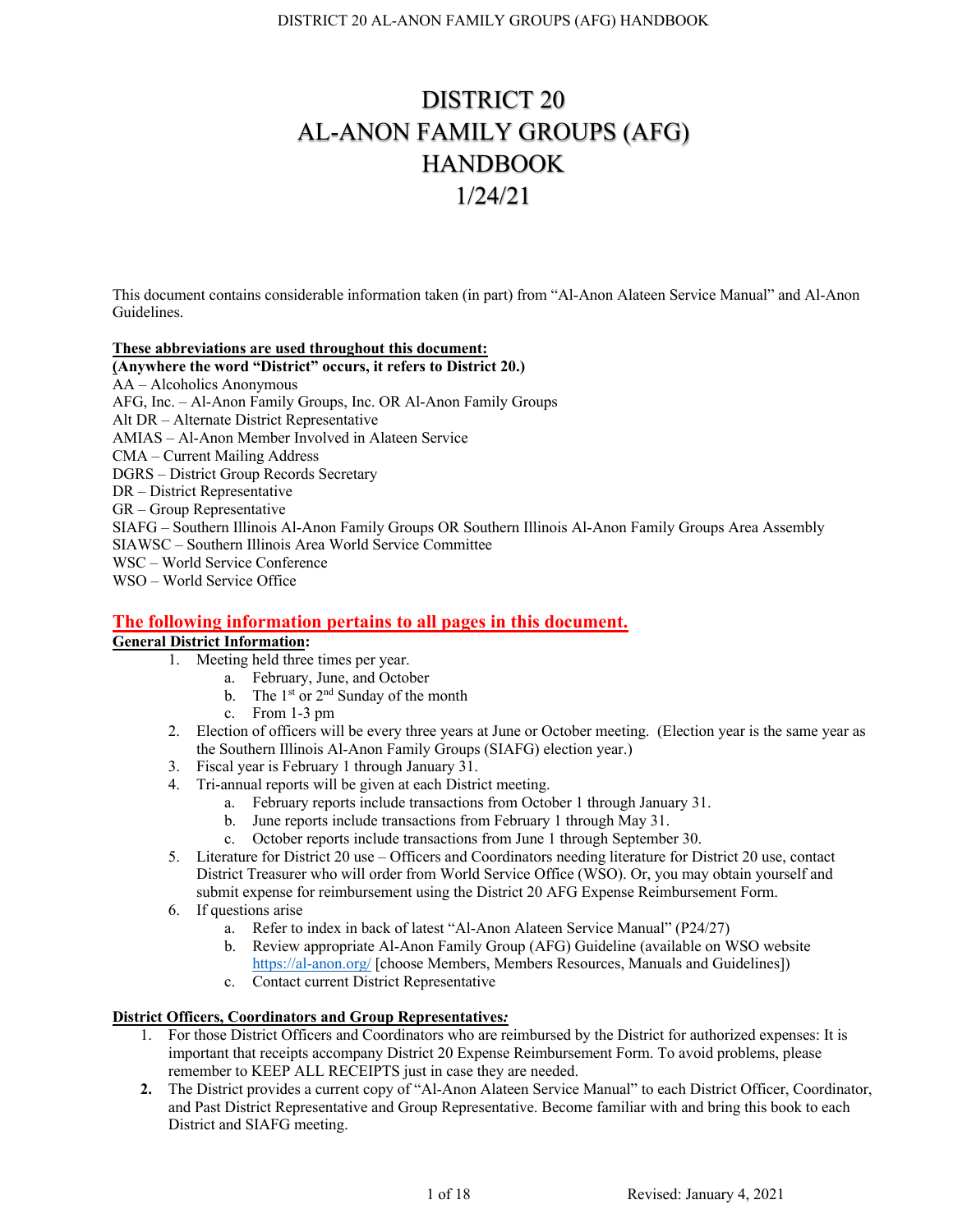# DISTRICT 20
# AL-ANON FAMILY GROUPS (AFG)
# HANDBOOK
# 1/24/21

This document contains considerable information taken (in part) from "Al-Anon Alateen Service Manual" and Al-Anon Guidelines.

**These abbreviations are used throughout this document:**
**(Anywhere the word "District" occurs, it refers to District 20.)**

AA – Alcoholics Anonymous
AFG, Inc. – Al-Anon Family Groups, Inc. OR Al-Anon Family Groups
Alt DR – Alternate District Representative
AMIAS – Al-Anon Member Involved in Alateen Service
CMA – Current Mailing Address
DGRS – District Group Records Secretary
DR – District Representative
GR – Group Representative
SIAFG – Southern Illinois Al-Anon Family Groups OR Southern Illinois Al-Anon Family Groups Area Assembly
SIAWSC – Southern Illinois Area World Service Committee
WSC – World Service Conference
WSO – World Service Office

## The following information pertains to all pages in this document.

**General District Information:**

1. Meeting held three times per year.
   a. February, June, and October
   b. The 1st or 2nd Sunday of the month
   c. From 1-3 pm
2. Election of officers will be every three years at June or October meeting. (Election year is the same year as the Southern Illinois Al-Anon Family Groups (SIAFG) election year.)
3. Fiscal year is February 1 through January 31.
4. Tri-annual reports will be given at each District meeting.
   a. February reports include transactions from October 1 through January 31.
   b. June reports include transactions from February 1 through May 31.
   c. October reports include transactions from June 1 through September 30.
5. Literature for District 20 use – Officers and Coordinators needing literature for District 20 use, contact District Treasurer who will order from World Service Office (WSO). Or, you may obtain yourself and submit expense for reimbursement using the District 20 AFG Expense Reimbursement Form.
6. If questions arise
   a. Refer to index in back of latest "Al-Anon Alateen Service Manual" (P24/27)
   b. Review appropriate Al-Anon Family Group (AFG) Guideline (available on WSO website https://al-anon.org/ [choose Members, Members Resources, Manuals and Guidelines])
   c. Contact current District Representative

**District Officers, Coordinators and Group Representatives*:***

1. For those District Officers and Coordinators who are reimbursed by the District for authorized expenses: It is important that receipts accompany District 20 Expense Reimbursement Form. To avoid problems, please remember to KEEP ALL RECEIPTS just in case they are needed.
2. The District provides a current copy of "Al-Anon Alateen Service Manual" to each District Officer, Coordinator, and Past District Representative and Group Representative. Become familiar with and bring this book to each District and SIAFG meeting.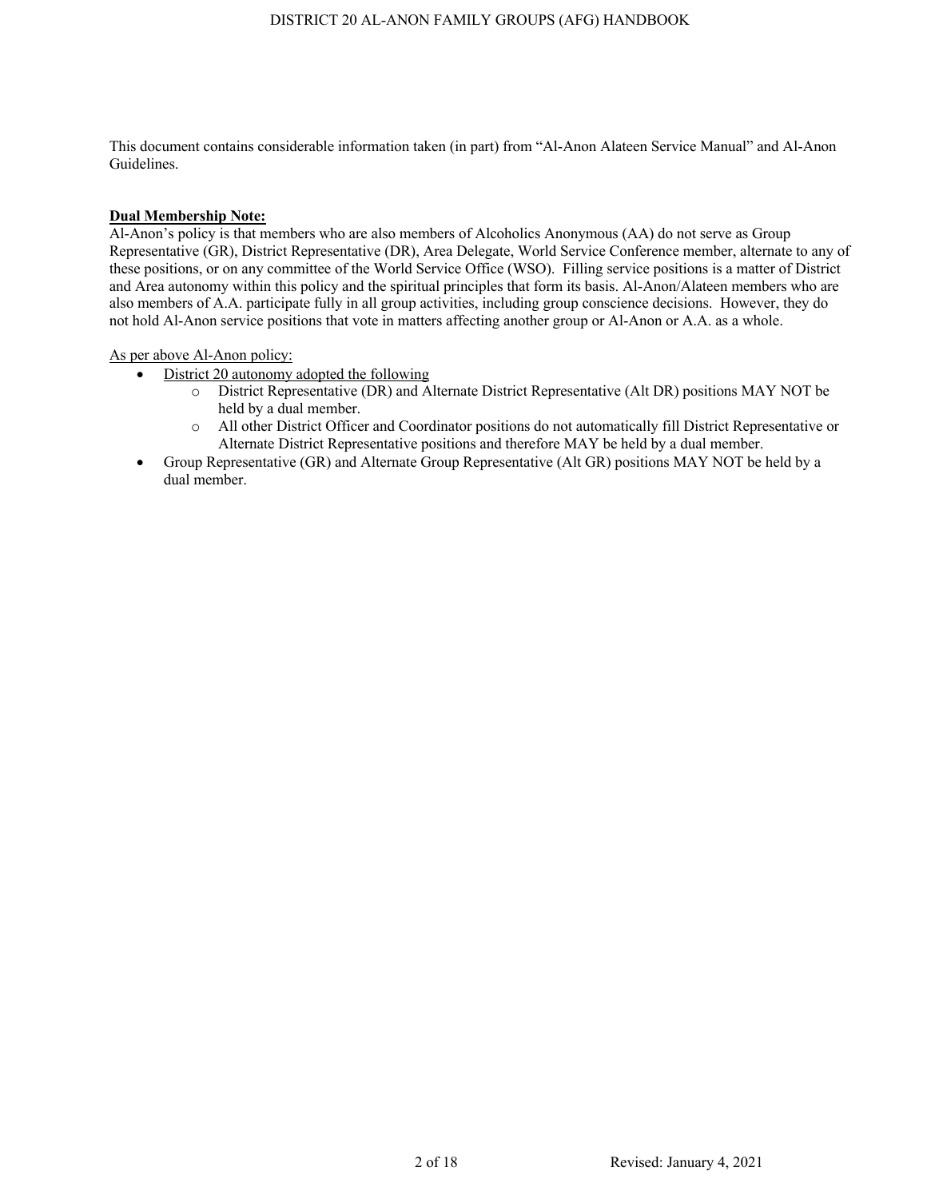This document contains considerable information taken (in part) from "Al-Anon Alateen Service Manual" and Al-Anon Guidelines.

**Dual Membership Note:**

Al-Anon's policy is that members who are also members of Alcoholics Anonymous (AA) do not serve as Group Representative (GR), District Representative (DR), Area Delegate, World Service Conference member, alternate to any of these positions, or on any committee of the World Service Office (WSO). Filling service positions is a matter of District and Area autonomy within this policy and the spiritual principles that form its basis. Al-Anon/Alateen members who are also members of A.A. participate fully in all group activities, including group conscience decisions. However, they do not hold Al-Anon service positions that vote in matters affecting another group or Al-Anon or A.A. as a whole.

As per above Al-Anon policy:

- District 20 autonomy adopted the following
  - District Representative (DR) and Alternate District Representative (Alt DR) positions MAY NOT be held by a dual member.
  - All other District Officer and Coordinator positions do not automatically fill District Representative or Alternate District Representative positions and therefore MAY be held by a dual member.
- Group Representative (GR) and Alternate Group Representative (Alt GR) positions MAY NOT be held by a dual member.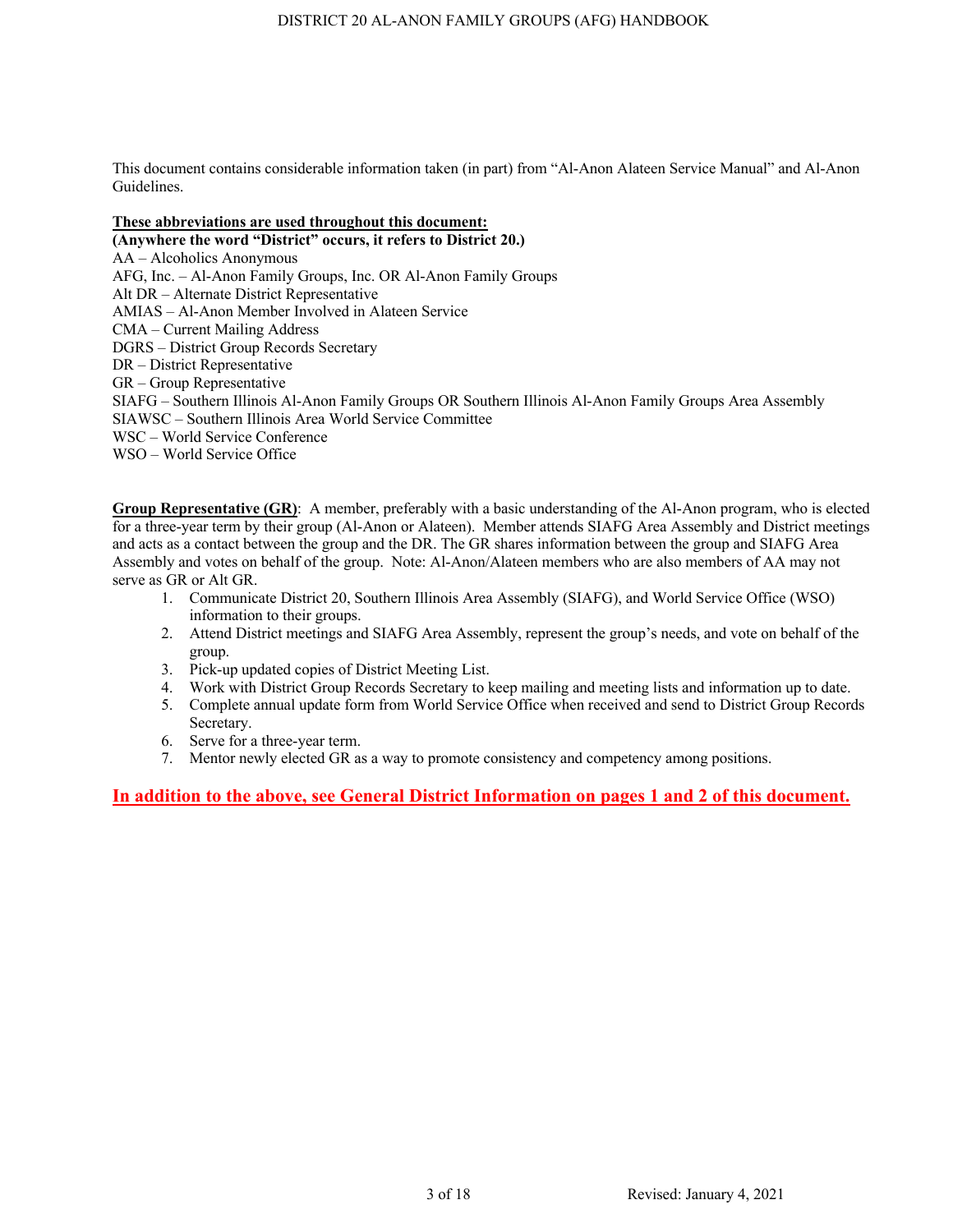This document contains considerable information taken (in part) from "Al-Anon Alateen Service Manual" and Al-Anon Guidelines.

**These abbreviations are used throughout this document:**
**(Anywhere the word "District" occurs, it refers to District 20.)**

AA – Alcoholics Anonymous
AFG, Inc. – Al-Anon Family Groups, Inc. OR Al-Anon Family Groups
Alt DR – Alternate District Representative
AMIAS – Al-Anon Member Involved in Alateen Service
CMA – Current Mailing Address
DGRS – District Group Records Secretary
DR – District Representative
GR – Group Representative
SIAFG – Southern Illinois Al-Anon Family Groups OR Southern Illinois Al-Anon Family Groups Area Assembly
SIAWSC – Southern Illinois Area World Service Committee
WSC – World Service Conference
WSO – World Service Office

**Group Representative (GR)**: A member, preferably with a basic understanding of the Al-Anon program, who is elected for a three-year term by their group (Al-Anon or Alateen). Member attends SIAFG Area Assembly and District meetings and acts as a contact between the group and the DR. The GR shares information between the group and SIAFG Area Assembly and votes on behalf of the group. Note: Al-Anon/Alateen members who are also members of AA may not serve as GR or Alt GR.

1. Communicate District 20, Southern Illinois Area Assembly (SIAFG), and World Service Office (WSO) information to their groups.
2. Attend District meetings and SIAFG Area Assembly, represent the group's needs, and vote on behalf of the group.
3. Pick-up updated copies of District Meeting List.
4. Work with District Group Records Secretary to keep mailing and meeting lists and information up to date.
5. Complete annual update form from World Service Office when received and send to District Group Records Secretary.
6. Serve for a three-year term.
7. Mentor newly elected GR as a way to promote consistency and competency among positions.

**In addition to the above, see General District Information on pages 1 and 2 of this document.**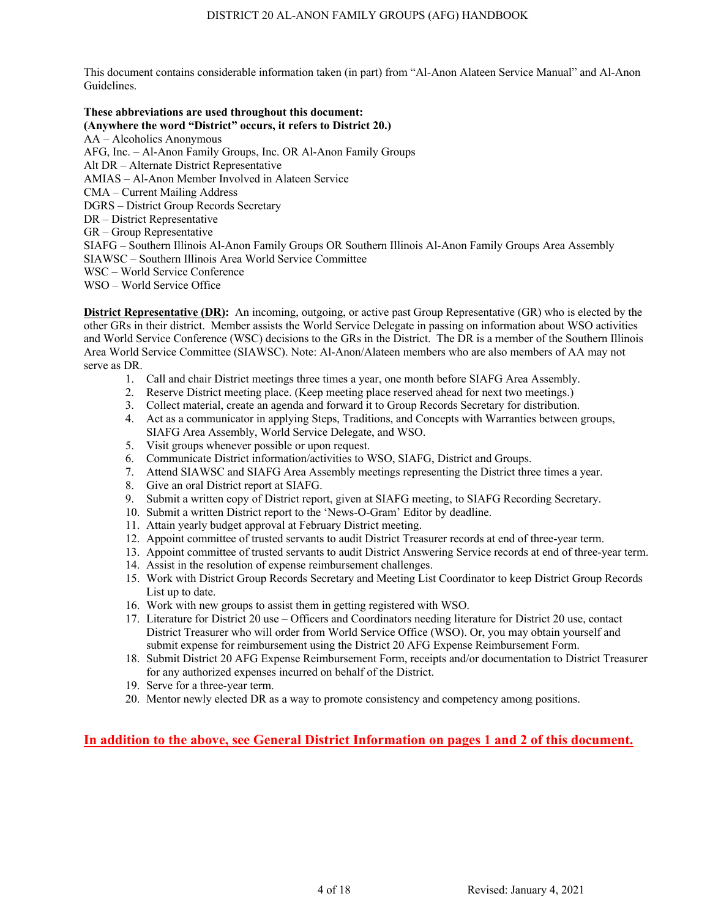This document contains considerable information taken (in part) from "Al-Anon Alateen Service Manual" and Al-Anon Guidelines.

**These abbreviations are used throughout this document:**
**(Anywhere the word "District" occurs, it refers to District 20.)**

AA – Alcoholics Anonymous
AFG, Inc. – Al-Anon Family Groups, Inc. OR Al-Anon Family Groups
Alt DR – Alternate District Representative
AMIAS – Al-Anon Member Involved in Alateen Service
CMA – Current Mailing Address
DGRS – District Group Records Secretary
DR – District Representative
GR – Group Representative
SIAFG – Southern Illinois Al-Anon Family Groups OR Southern Illinois Al-Anon Family Groups Area Assembly
SIAWSC – Southern Illinois Area World Service Committee
WSC – World Service Conference
WSO – World Service Office

**District Representative (DR):** An incoming, outgoing, or active past Group Representative (GR) who is elected by the other GRs in their district. Member assists the World Service Delegate in passing on information about WSO activities and World Service Conference (WSC) decisions to the GRs in the District. The DR is a member of the Southern Illinois Area World Service Committee (SIAWSC). Note: Al-Anon/Alateen members who are also members of AA may not serve as DR.

1. Call and chair District meetings three times a year, one month before SIAFG Area Assembly.
2. Reserve District meeting place. (Keep meeting place reserved ahead for next two meetings.)
3. Collect material, create an agenda and forward it to Group Records Secretary for distribution.
4. Act as a communicator in applying Steps, Traditions, and Concepts with Warranties between groups, SIAFG Area Assembly, World Service Delegate, and WSO.
5. Visit groups whenever possible or upon request.
6. Communicate District information/activities to WSO, SIAFG, District and Groups.
7. Attend SIAWSC and SIAFG Area Assembly meetings representing the District three times a year.
8. Give an oral District report at SIAFG.
9. Submit a written copy of District report, given at SIAFG meeting, to SIAFG Recording Secretary.
10. Submit a written District report to the 'News-O-Gram' Editor by deadline.
11. Attain yearly budget approval at February District meeting.
12. Appoint committee of trusted servants to audit District Treasurer records at end of three-year term.
13. Appoint committee of trusted servants to audit District Answering Service records at end of three-year term.
14. Assist in the resolution of expense reimbursement challenges.
15. Work with District Group Records Secretary and Meeting List Coordinator to keep District Group Records List up to date.
16. Work with new groups to assist them in getting registered with WSO.
17. Literature for District 20 use – Officers and Coordinators needing literature for District 20 use, contact District Treasurer who will order from World Service Office (WSO). Or, you may obtain yourself and submit expense for reimbursement using the District 20 AFG Expense Reimbursement Form.
18. Submit District 20 AFG Expense Reimbursement Form, receipts and/or documentation to District Treasurer for any authorized expenses incurred on behalf of the District.
19. Serve for a three-year term.
20. Mentor newly elected DR as a way to promote consistency and competency among positions.

**In addition to the above, see General District Information on pages 1 and 2 of this document.**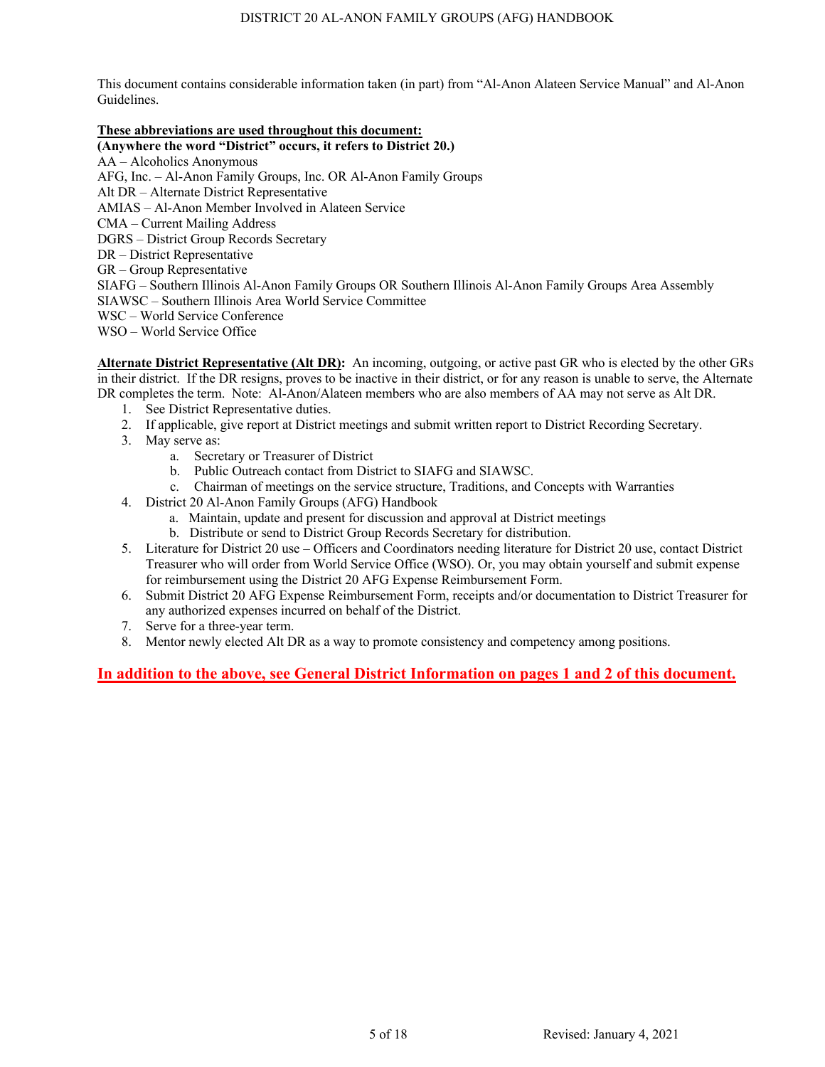This document contains considerable information taken (in part) from "Al-Anon Alateen Service Manual" and Al-Anon Guidelines.

**These abbreviations are used throughout this document:**

**(Anywhere the word "District" occurs, it refers to District 20.)**

AA – Alcoholics Anonymous
AFG, Inc. – Al-Anon Family Groups, Inc. OR Al-Anon Family Groups
Alt DR – Alternate District Representative
AMIAS – Al-Anon Member Involved in Alateen Service
CMA – Current Mailing Address
DGRS – District Group Records Secretary
DR – District Representative
GR – Group Representative
SIAFG – Southern Illinois Al-Anon Family Groups OR Southern Illinois Al-Anon Family Groups Area Assembly
SIAWSC – Southern Illinois Area World Service Committee
WSC – World Service Conference
WSO – World Service Office

**Alternate District Representative (Alt DR):** An incoming, outgoing, or active past GR who is elected by the other GRs in their district. If the DR resigns, proves to be inactive in their district, or for any reason is unable to serve, the Alternate DR completes the term. Note: Al-Anon/Alateen members who are also members of AA may not serve as Alt DR.

1. See District Representative duties.
2. If applicable, give report at District meetings and submit written report to District Recording Secretary.
3. May serve as:
    a. Secretary or Treasurer of District
    b. Public Outreach contact from District to SIAFG and SIAWSC.
    c. Chairman of meetings on the service structure, Traditions, and Concepts with Warranties
4. District 20 Al-Anon Family Groups (AFG) Handbook
    a. Maintain, update and present for discussion and approval at District meetings
    b. Distribute or send to District Group Records Secretary for distribution.
5. Literature for District 20 use – Officers and Coordinators needing literature for District 20 use, contact District Treasurer who will order from World Service Office (WSO). Or, you may obtain yourself and submit expense for reimbursement using the District 20 AFG Expense Reimbursement Form.
6. Submit District 20 AFG Expense Reimbursement Form, receipts and/or documentation to District Treasurer for any authorized expenses incurred on behalf of the District.
7. Serve for a three-year term.
8. Mentor newly elected Alt DR as a way to promote consistency and competency among positions.

**In addition to the above, see General District Information on pages 1 and 2 of this document.**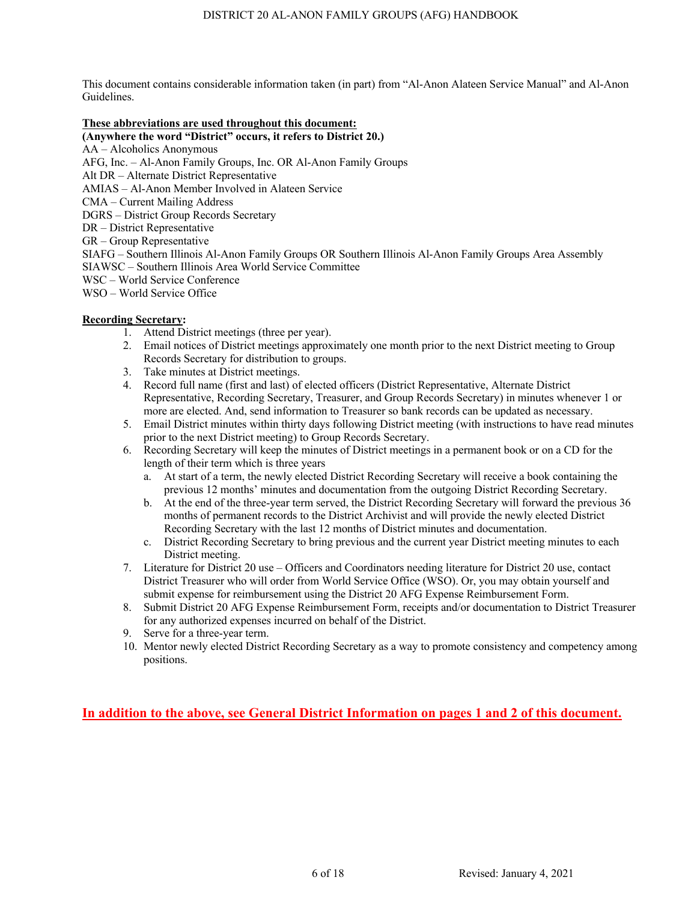This document contains considerable information taken (in part) from "Al-Anon Alateen Service Manual" and Al-Anon Guidelines.

**These abbreviations are used throughout this document:**
**(Anywhere the word "District" occurs, it refers to District 20.)**

AA – Alcoholics Anonymous
AFG, Inc. – Al-Anon Family Groups, Inc. OR Al-Anon Family Groups
Alt DR – Alternate District Representative
AMIAS – Al-Anon Member Involved in Alateen Service
CMA – Current Mailing Address
DGRS – District Group Records Secretary
DR – District Representative
GR – Group Representative
SIAFG – Southern Illinois Al-Anon Family Groups OR Southern Illinois Al-Anon Family Groups Area Assembly
SIAWSC – Southern Illinois Area World Service Committee
WSC – World Service Conference
WSO – World Service Office

**Recording Secretary:**

1. Attend District meetings (three per year).
2. Email notices of District meetings approximately one month prior to the next District meeting to Group Records Secretary for distribution to groups.
3. Take minutes at District meetings.
4. Record full name (first and last) of elected officers (District Representative, Alternate District Representative, Recording Secretary, Treasurer, and Group Records Secretary) in minutes whenever 1 or more are elected. And, send information to Treasurer so bank records can be updated as necessary.
5. Email District minutes within thirty days following District meeting (with instructions to have read minutes prior to the next District meeting) to Group Records Secretary.
6. Recording Secretary will keep the minutes of District meetings in a permanent book or on a CD for the length of their term which is three years
   a. At start of a term, the newly elected District Recording Secretary will receive a book containing the previous 12 months' minutes and documentation from the outgoing District Recording Secretary.
   b. At the end of the three-year term served, the District Recording Secretary will forward the previous 36 months of permanent records to the District Archivist and will provide the newly elected District Recording Secretary with the last 12 months of District minutes and documentation.
   c. District Recording Secretary to bring previous and the current year District meeting minutes to each District meeting.
7. Literature for District 20 use – Officers and Coordinators needing literature for District 20 use, contact District Treasurer who will order from World Service Office (WSO). Or, you may obtain yourself and submit expense for reimbursement using the District 20 AFG Expense Reimbursement Form.
8. Submit District 20 AFG Expense Reimbursement Form, receipts and/or documentation to District Treasurer for any authorized expenses incurred on behalf of the District.
9. Serve for a three-year term.
10. Mentor newly elected District Recording Secretary as a way to promote consistency and competency among positions.

**In addition to the above, see General District Information on pages 1 and 2 of this document.**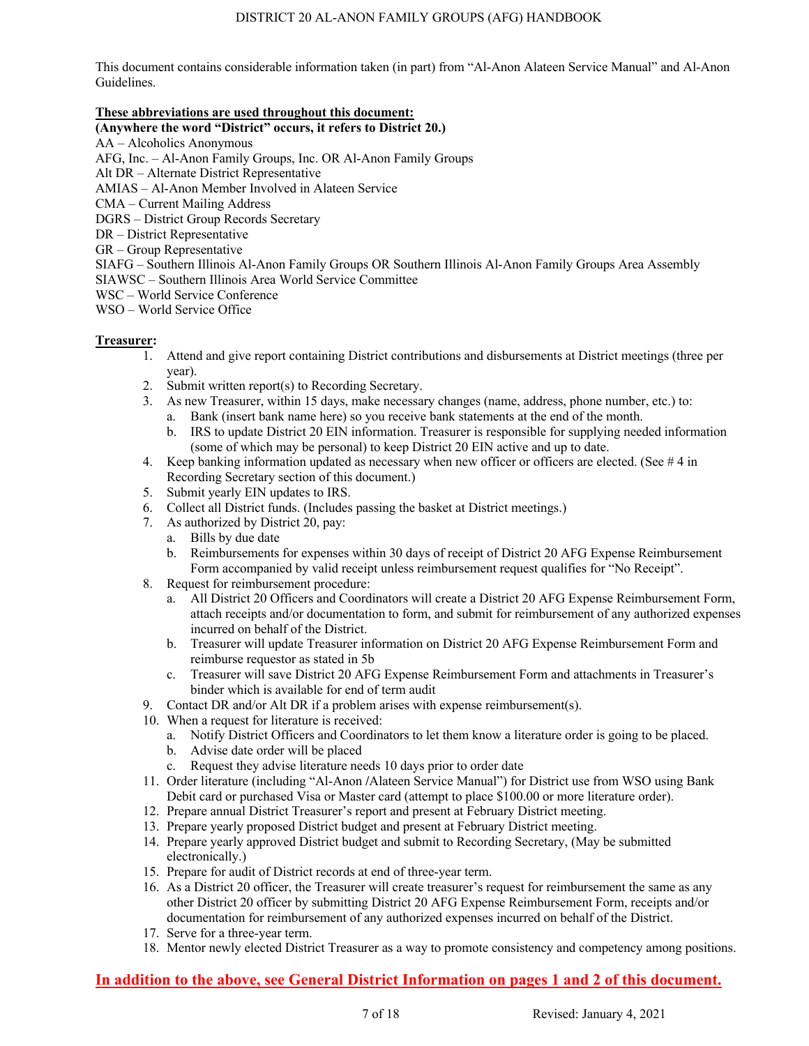This document contains considerable information taken (in part) from "Al-Anon Alateen Service Manual" and Al-Anon Guidelines.

**These abbreviations are used throughout this document:**

**(Anywhere the word "District" occurs, it refers to District 20.)**

AA – Alcoholics Anonymous
AFG, Inc. – Al-Anon Family Groups, Inc. OR Al-Anon Family Groups
Alt DR – Alternate District Representative
AMIAS – Al-Anon Member Involved in Alateen Service
CMA – Current Mailing Address
DGRS – District Group Records Secretary
DR – District Representative
GR – Group Representative
SIAFG – Southern Illinois Al-Anon Family Groups OR Southern Illinois Al-Anon Family Groups Area Assembly
SIAWSC – Southern Illinois Area World Service Committee
WSC – World Service Conference
WSO – World Service Office

**Treasurer:**

1. Attend and give report containing District contributions and disbursements at District meetings (three per year).
2. Submit written report(s) to Recording Secretary.
3. As new Treasurer, within 15 days, make necessary changes (name, address, phone number, etc.) to:
   a. Bank (insert bank name here) so you receive bank statements at the end of the month.
   b. IRS to update District 20 EIN information. Treasurer is responsible for supplying needed information (some of which may be personal) to keep District 20 EIN active and up to date.
4. Keep banking information updated as necessary when new officer or officers are elected. (See # 4 in Recording Secretary section of this document.)
5. Submit yearly EIN updates to IRS.
6. Collect all District funds. (Includes passing the basket at District meetings.)
7. As authorized by District 20, pay:
   a. Bills by due date
   b. Reimbursements for expenses within 30 days of receipt of District 20 AFG Expense Reimbursement Form accompanied by valid receipt unless reimbursement request qualifies for "No Receipt".
8. Request for reimbursement procedure:
   a. All District 20 Officers and Coordinators will create a District 20 AFG Expense Reimbursement Form, attach receipts and/or documentation to form, and submit for reimbursement of any authorized expenses incurred on behalf of the District.
   b. Treasurer will update Treasurer information on District 20 AFG Expense Reimbursement Form and reimburse requestor as stated in 5b
   c. Treasurer will save District 20 AFG Expense Reimbursement Form and attachments in Treasurer's binder which is available for end of term audit
9. Contact DR and/or Alt DR if a problem arises with expense reimbursement(s).
10. When a request for literature is received:
    a. Notify District Officers and Coordinators to let them know a literature order is going to be placed.
    b. Advise date order will be placed
    c. Request they advise literature needs 10 days prior to order date
11. Order literature (including "Al-Anon /Alateen Service Manual") for District use from WSO using Bank Debit card or purchased Visa or Master card (attempt to place $100.00 or more literature order).
12. Prepare annual District Treasurer's report and present at February District meeting.
13. Prepare yearly proposed District budget and present at February District meeting.
14. Prepare yearly approved District budget and submit to Recording Secretary, (May be submitted electronically.)
15. Prepare for audit of District records at end of three-year term.
16. As a District 20 officer, the Treasurer will create treasurer's request for reimbursement the same as any other District 20 officer by submitting District 20 AFG Expense Reimbursement Form, receipts and/or documentation for reimbursement of any authorized expenses incurred on behalf of the District.
17. Serve for a three-year term.
18. Mentor newly elected District Treasurer as a way to promote consistency and competency among positions.

**In addition to the above, see General District Information on pages 1 and 2 of this document.**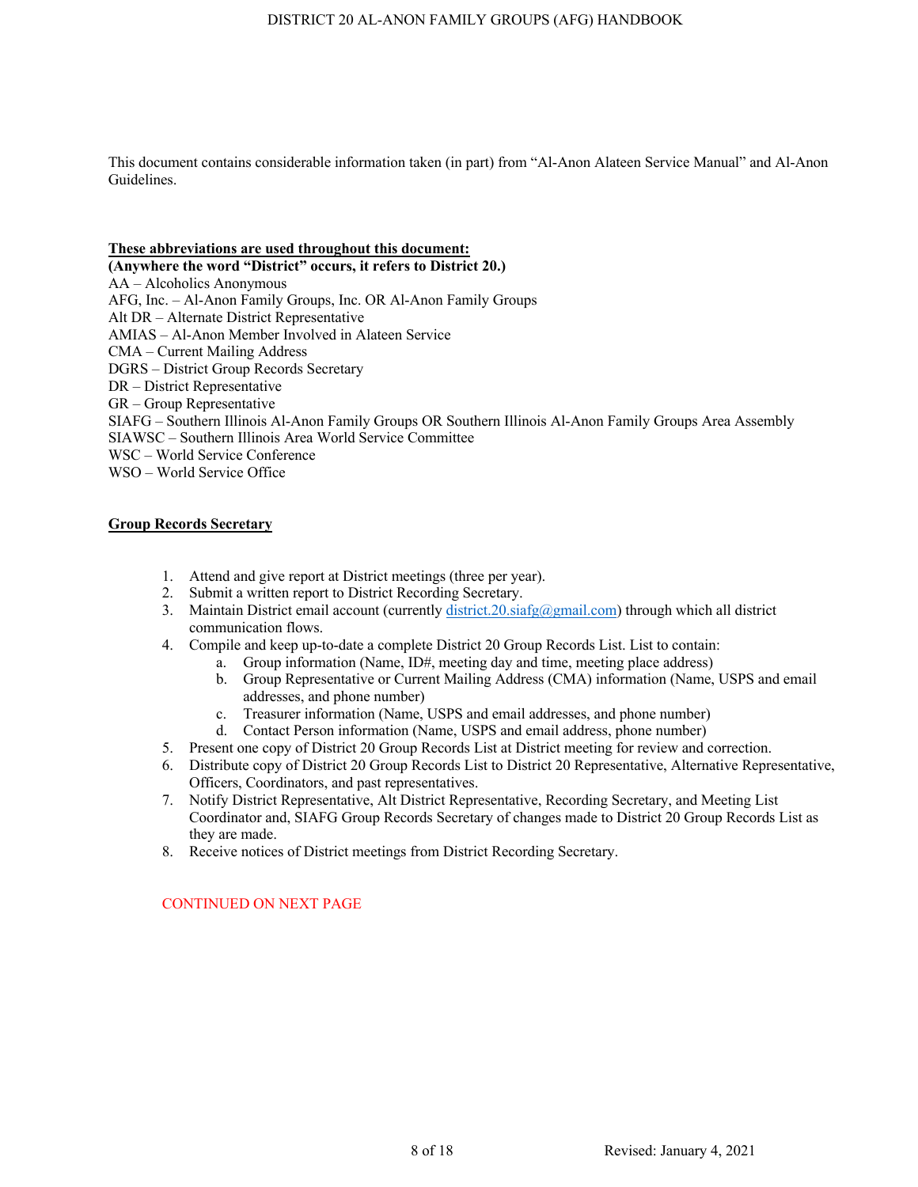This document contains considerable information taken (in part) from "Al-Anon Alateen Service Manual" and Al-Anon Guidelines.

**These abbreviations are used throughout this document:**
**(Anywhere the word "District" occurs, it refers to District 20.)**
AA – Alcoholics Anonymous
AFG, Inc. – Al-Anon Family Groups, Inc. OR Al-Anon Family Groups
Alt DR – Alternate District Representative
AMIAS – Al-Anon Member Involved in Alateen Service
CMA – Current Mailing Address
DGRS – District Group Records Secretary
DR – District Representative
GR – Group Representative
SIAFG – Southern Illinois Al-Anon Family Groups OR Southern Illinois Al-Anon Family Groups Area Assembly
SIAWSC – Southern Illinois Area World Service Committee
WSC – World Service Conference
WSO – World Service Office

## Group Records Secretary

1. Attend and give report at District meetings (three per year).
2. Submit a written report to District Recording Secretary.
3. Maintain District email account (currently district.20.siafg@gmail.com) through which all district communication flows.
4. Compile and keep up-to-date a complete District 20 Group Records List. List to contain:
   a. Group information (Name, ID#, meeting day and time, meeting place address)
   b. Group Representative or Current Mailing Address (CMA) information (Name, USPS and email addresses, and phone number)
   c. Treasurer information (Name, USPS and email addresses, and phone number)
   d. Contact Person information (Name, USPS and email address, phone number)
5. Present one copy of District 20 Group Records List at District meeting for review and correction.
6. Distribute copy of District 20 Group Records List to District 20 Representative, Alternative Representative, Officers, Coordinators, and past representatives.
7. Notify District Representative, Alt District Representative, Recording Secretary, and Meeting List Coordinator and, SIAFG Group Records Secretary of changes made to District 20 Group Records List as they are made.
8. Receive notices of District meetings from District Recording Secretary.

CONTINUED ON NEXT PAGE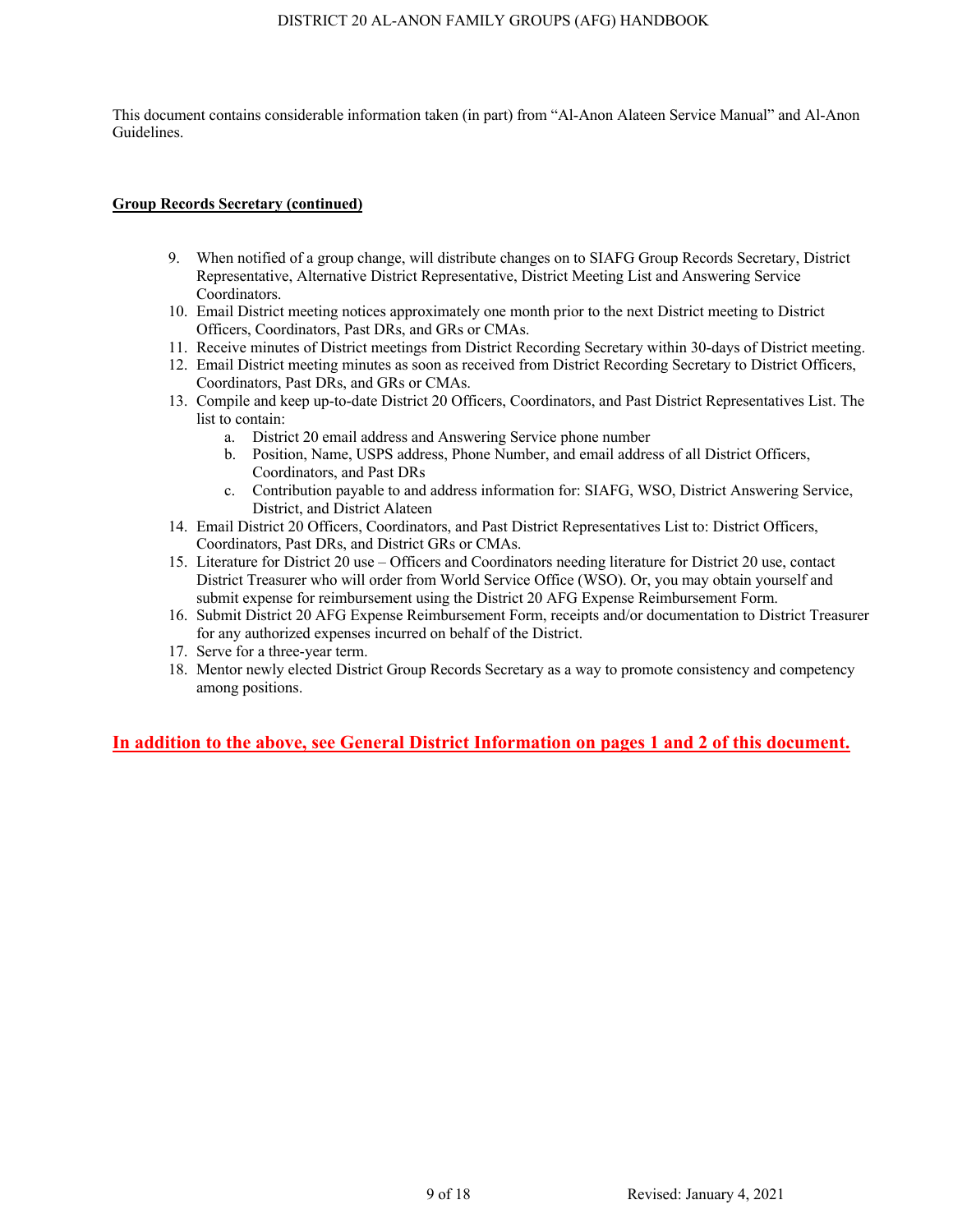This document contains considerable information taken (in part) from "Al-Anon Alateen Service Manual" and Al-Anon Guidelines.

**Group Records Secretary (continued)**

9. When notified of a group change, will distribute changes on to SIAFG Group Records Secretary, District Representative, Alternative District Representative, District Meeting List and Answering Service Coordinators.
10. Email District meeting notices approximately one month prior to the next District meeting to District Officers, Coordinators, Past DRs, and GRs or CMAs.
11. Receive minutes of District meetings from District Recording Secretary within 30-days of District meeting.
12. Email District meeting minutes as soon as received from District Recording Secretary to District Officers, Coordinators, Past DRs, and GRs or CMAs.
13. Compile and keep up-to-date District 20 Officers, Coordinators, and Past District Representatives List. The list to contain:
    a. District 20 email address and Answering Service phone number
    b. Position, Name, USPS address, Phone Number, and email address of all District Officers, Coordinators, and Past DRs
    c. Contribution payable to and address information for: SIAFG, WSO, District Answering Service, District, and District Alateen
14. Email District 20 Officers, Coordinators, and Past District Representatives List to: District Officers, Coordinators, Past DRs, and District GRs or CMAs.
15. Literature for District 20 use – Officers and Coordinators needing literature for District 20 use, contact District Treasurer who will order from World Service Office (WSO). Or, you may obtain yourself and submit expense for reimbursement using the District 20 AFG Expense Reimbursement Form.
16. Submit District 20 AFG Expense Reimbursement Form, receipts and/or documentation to District Treasurer for any authorized expenses incurred on behalf of the District.
17. Serve for a three-year term.
18. Mentor newly elected District Group Records Secretary as a way to promote consistency and competency among positions.

**In addition to the above, see General District Information on pages 1 and 2 of this document.**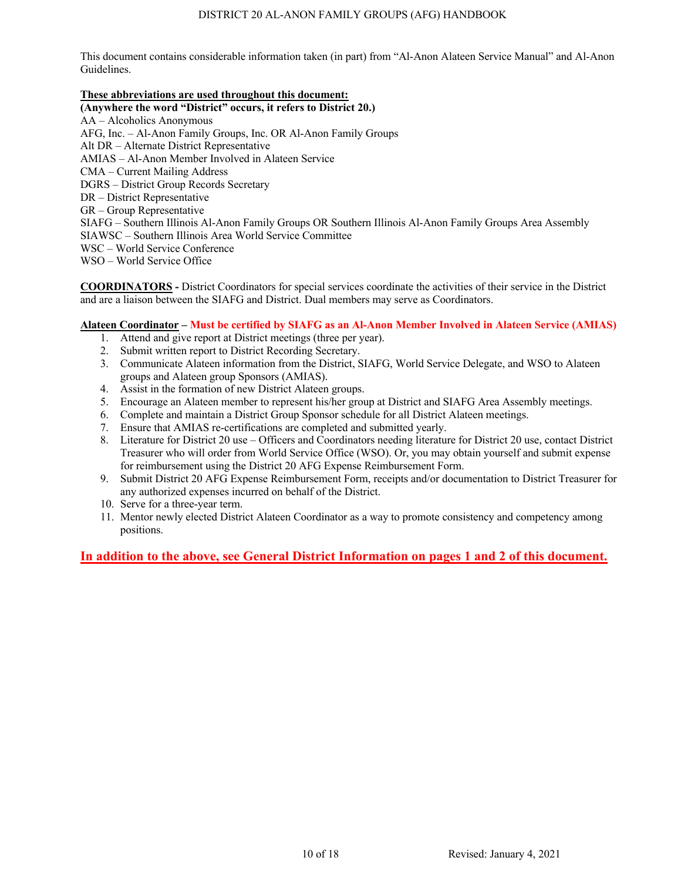This document contains considerable information taken (in part) from "Al-Anon Alateen Service Manual" and Al-Anon Guidelines.

**These abbreviations are used throughout this document:**
**(Anywhere the word "District" occurs, it refers to District 20.)**
AA – Alcoholics Anonymous
AFG, Inc. – Al-Anon Family Groups, Inc. OR Al-Anon Family Groups
Alt DR – Alternate District Representative
AMIAS – Al-Anon Member Involved in Alateen Service
CMA – Current Mailing Address
DGRS – District Group Records Secretary
DR – District Representative
GR – Group Representative
SIAFG – Southern Illinois Al-Anon Family Groups OR Southern Illinois Al-Anon Family Groups Area Assembly
SIAWSC – Southern Illinois Area World Service Committee
WSC – World Service Conference
WSO – World Service Office

**COORDINATORS -** District Coordinators for special services coordinate the activities of their service in the District and are a liaison between the SIAFG and District. Dual members may serve as Coordinators.

**Alateen Coordinator – Must be certified by SIAFG as an Al-Anon Member Involved in Alateen Service (AMIAS)**

1. Attend and give report at District meetings (three per year).
2. Submit written report to District Recording Secretary.
3. Communicate Alateen information from the District, SIAFG, World Service Delegate, and WSO to Alateen groups and Alateen group Sponsors (AMIAS).
4. Assist in the formation of new District Alateen groups.
5. Encourage an Alateen member to represent his/her group at District and SIAFG Area Assembly meetings.
6. Complete and maintain a District Group Sponsor schedule for all District Alateen meetings.
7. Ensure that AMIAS re-certifications are completed and submitted yearly.
8. Literature for District 20 use – Officers and Coordinators needing literature for District 20 use, contact District Treasurer who will order from World Service Office (WSO). Or, you may obtain yourself and submit expense for reimbursement using the District 20 AFG Expense Reimbursement Form.
9. Submit District 20 AFG Expense Reimbursement Form, receipts and/or documentation to District Treasurer for any authorized expenses incurred on behalf of the District.
10. Serve for a three-year term.
11. Mentor newly elected District Alateen Coordinator as a way to promote consistency and competency among positions.

**In addition to the above, see General District Information on pages 1 and 2 of this document.**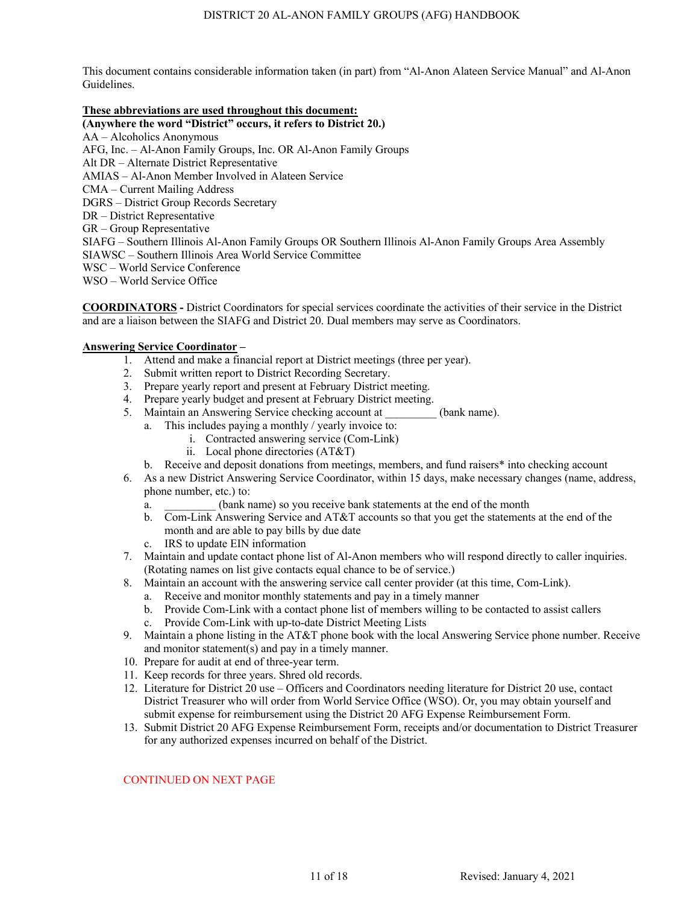This document contains considerable information taken (in part) from "Al-Anon Alateen Service Manual" and Al-Anon Guidelines.

**These abbreviations are used throughout this document:**

**(Anywhere the word "District" occurs, it refers to District 20.)**

AA – Alcoholics Anonymous
AFG, Inc. – Al-Anon Family Groups, Inc. OR Al-Anon Family Groups
Alt DR – Alternate District Representative
AMIAS – Al-Anon Member Involved in Alateen Service
CMA – Current Mailing Address
DGRS – District Group Records Secretary
DR – District Representative
GR – Group Representative
SIAFG – Southern Illinois Al-Anon Family Groups OR Southern Illinois Al-Anon Family Groups Area Assembly
SIAWSC – Southern Illinois Area World Service Committee
WSC – World Service Conference
WSO – World Service Office

**COORDINATORS -** District Coordinators for special services coordinate the activities of their service in the District and are a liaison between the SIAFG and District 20. Dual members may serve as Coordinators.

**Answering Service Coordinator** –

1. Attend and make a financial report at District meetings (three per year).
2. Submit written report to District Recording Secretary.
3. Prepare yearly report and present at February District meeting.
4. Prepare yearly budget and present at February District meeting.
5. Maintain an Answering Service checking account at _________ (bank name).
   a. This includes paying a monthly / yearly invoice to:
      i. Contracted answering service (Com-Link)
      ii. Local phone directories (AT&T)
   b. Receive and deposit donations from meetings, members, and fund raisers* into checking account
6. As a new District Answering Service Coordinator, within 15 days, make necessary changes (name, address, phone number, etc.) to:
   a. _________ (bank name) so you receive bank statements at the end of the month
   b. Com-Link Answering Service and AT&T accounts so that you get the statements at the end of the month and are able to pay bills by due date
   c. IRS to update EIN information
7. Maintain and update contact phone list of Al-Anon members who will respond directly to caller inquiries. (Rotating names on list give contacts equal chance to be of service.)
8. Maintain an account with the answering service call center provider (at this time, Com-Link).
   a. Receive and monitor monthly statements and pay in a timely manner
   b. Provide Com-Link with a contact phone list of members willing to be contacted to assist callers
   c. Provide Com-Link with up-to-date District Meeting Lists
9. Maintain a phone listing in the AT&T phone book with the local Answering Service phone number. Receive and monitor statement(s) and pay in a timely manner.
10. Prepare for audit at end of three-year term.
11. Keep records for three years. Shred old records.
12. Literature for District 20 use – Officers and Coordinators needing literature for District 20 use, contact District Treasurer who will order from World Service Office (WSO). Or, you may obtain yourself and submit expense for reimbursement using the District 20 AFG Expense Reimbursement Form.
13. Submit District 20 AFG Expense Reimbursement Form, receipts and/or documentation to District Treasurer for any authorized expenses incurred on behalf of the District.

CONTINUED ON NEXT PAGE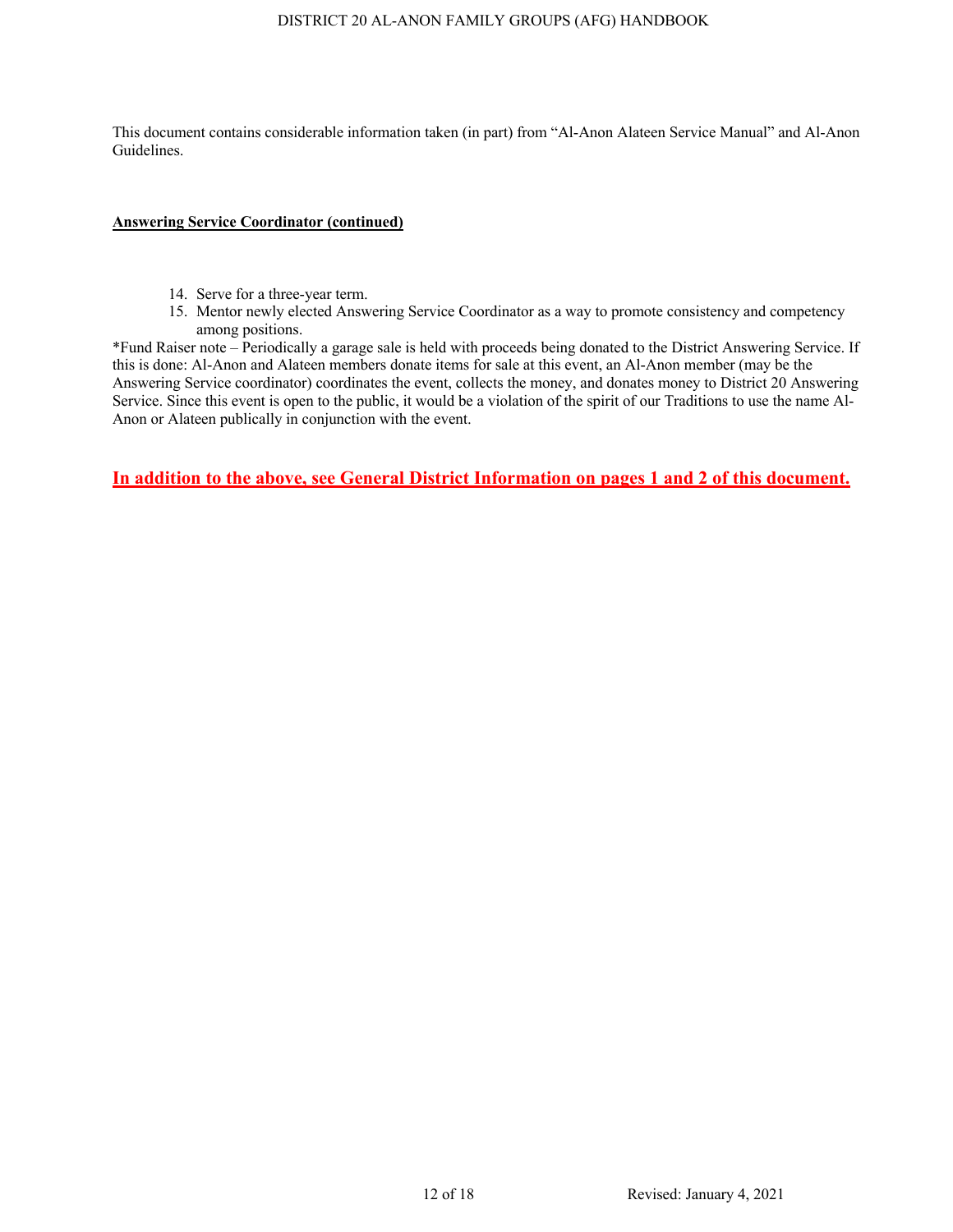This document contains considerable information taken (in part) from "Al-Anon Alateen Service Manual" and Al-Anon Guidelines.

**Answering Service Coordinator (continued)**

14. Serve for a three-year term.
15. Mentor newly elected Answering Service Coordinator as a way to promote consistency and competency among positions.

*Fund Raiser note – Periodically a garage sale is held with proceeds being donated to the District Answering Service. If this is done: Al-Anon and Alateen members donate items for sale at this event, an Al-Anon member (may be the Answering Service coordinator) coordinates the event, collects the money, and donates money to District 20 Answering Service. Since this event is open to the public, it would be a violation of the spirit of our Traditions to use the name Al-Anon or Alateen publically in conjunction with the event.

**In addition to the above, see General District Information on pages 1 and 2 of this document.**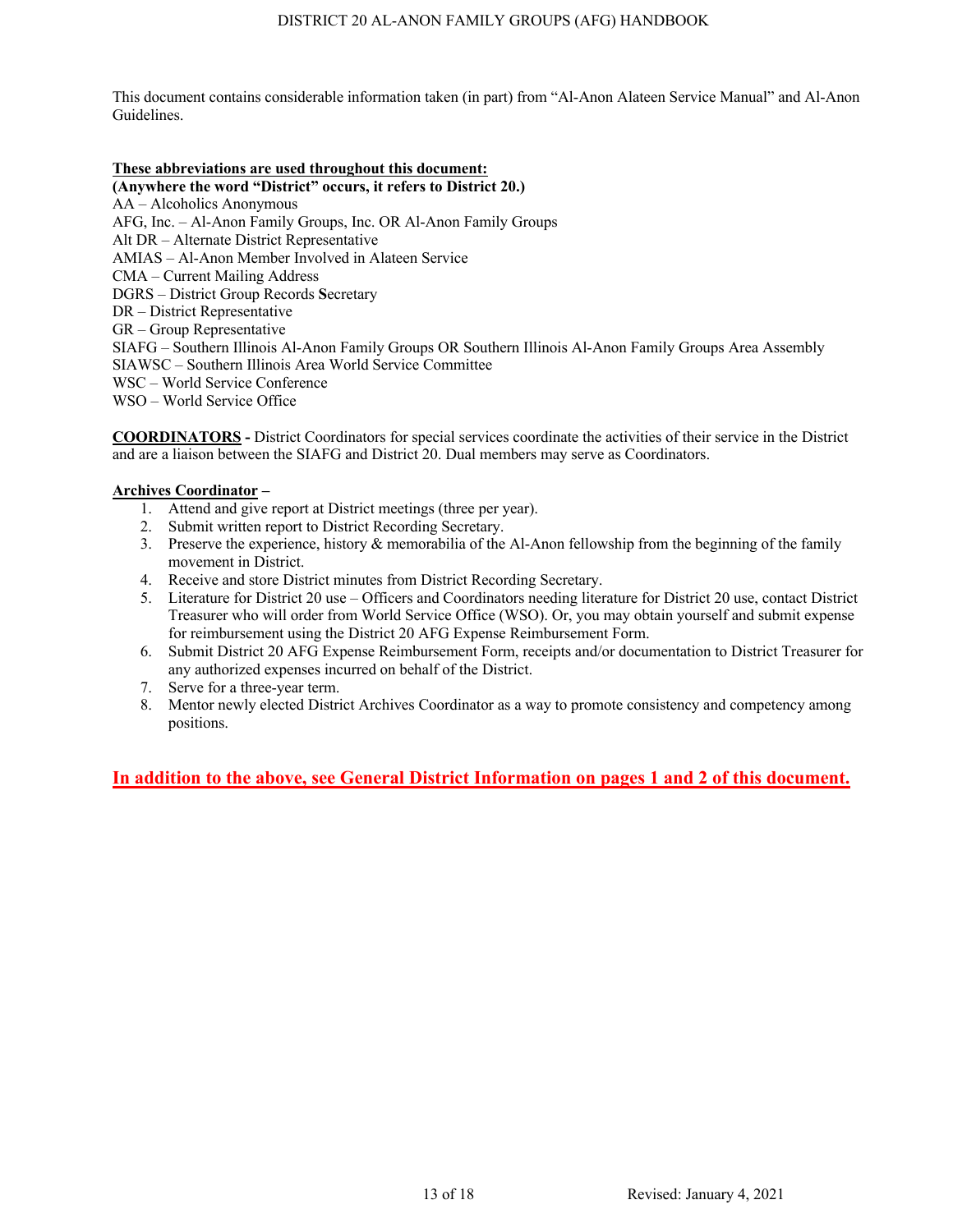This document contains considerable information taken (in part) from "Al-Anon Alateen Service Manual" and Al-Anon Guidelines.

**These abbreviations are used throughout this document:**
**(Anywhere the word "District" occurs, it refers to District 20.)**

AA – Alcoholics Anonymous
AFG, Inc. – Al-Anon Family Groups, Inc. OR Al-Anon Family Groups
Alt DR – Alternate District Representative
AMIAS – Al-Anon Member Involved in Alateen Service
CMA – Current Mailing Address
DGRS – District Group Records Secretary
DR – District Representative
GR – Group Representative
SIAFG – Southern Illinois Al-Anon Family Groups OR Southern Illinois Al-Anon Family Groups Area Assembly
SIAWSC – Southern Illinois Area World Service Committee
WSC – World Service Conference
WSO – World Service Office

**COORDINATORS -** District Coordinators for special services coordinate the activities of their service in the District and are a liaison between the SIAFG and District 20. Dual members may serve as Coordinators.

**Archives Coordinator –**

1. Attend and give report at District meetings (three per year).
2. Submit written report to District Recording Secretary.
3. Preserve the experience, history & memorabilia of the Al-Anon fellowship from the beginning of the family movement in District.
4. Receive and store District minutes from District Recording Secretary.
5. Literature for District 20 use – Officers and Coordinators needing literature for District 20 use, contact District Treasurer who will order from World Service Office (WSO). Or, you may obtain yourself and submit expense for reimbursement using the District 20 AFG Expense Reimbursement Form.
6. Submit District 20 AFG Expense Reimbursement Form, receipts and/or documentation to District Treasurer for any authorized expenses incurred on behalf of the District.
7. Serve for a three-year term.
8. Mentor newly elected District Archives Coordinator as a way to promote consistency and competency among positions.

**In addition to the above, see General District Information on pages 1 and 2 of this document.**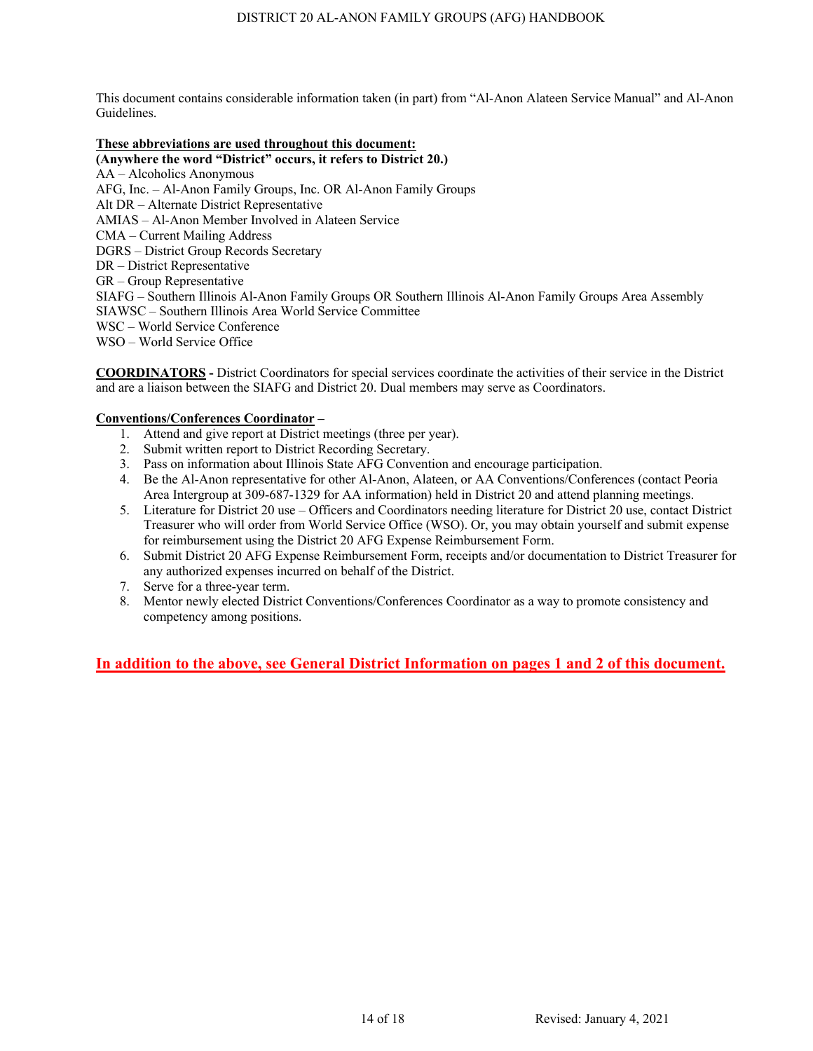This document contains considerable information taken (in part) from "Al-Anon Alateen Service Manual" and Al-Anon Guidelines.

**These abbreviations are used throughout this document:**
**(Anywhere the word "District" occurs, it refers to District 20.)**

AA – Alcoholics Anonymous
AFG, Inc. – Al-Anon Family Groups, Inc. OR Al-Anon Family Groups
Alt DR – Alternate District Representative
AMIAS – Al-Anon Member Involved in Alateen Service
CMA – Current Mailing Address
DGRS – District Group Records Secretary
DR – District Representative
GR – Group Representative
SIAFG – Southern Illinois Al-Anon Family Groups OR Southern Illinois Al-Anon Family Groups Area Assembly
SIAWSC – Southern Illinois Area World Service Committee
WSC – World Service Conference
WSO – World Service Office

**COORDINATORS -** District Coordinators for special services coordinate the activities of their service in the District and are a liaison between the SIAFG and District 20. Dual members may serve as Coordinators.

**Conventions/Conferences Coordinator –**

1. Attend and give report at District meetings (three per year).
2. Submit written report to District Recording Secretary.
3. Pass on information about Illinois State AFG Convention and encourage participation.
4. Be the Al-Anon representative for other Al-Anon, Alateen, or AA Conventions/Conferences (contact Peoria Area Intergroup at 309-687-1329 for AA information) held in District 20 and attend planning meetings.
5. Literature for District 20 use – Officers and Coordinators needing literature for District 20 use, contact District Treasurer who will order from World Service Office (WSO). Or, you may obtain yourself and submit expense for reimbursement using the District 20 AFG Expense Reimbursement Form.
6. Submit District 20 AFG Expense Reimbursement Form, receipts and/or documentation to District Treasurer for any authorized expenses incurred on behalf of the District.
7. Serve for a three-year term.
8. Mentor newly elected District Conventions/Conferences Coordinator as a way to promote consistency and competency among positions.

**In addition to the above, see General District Information on pages 1 and 2 of this document.**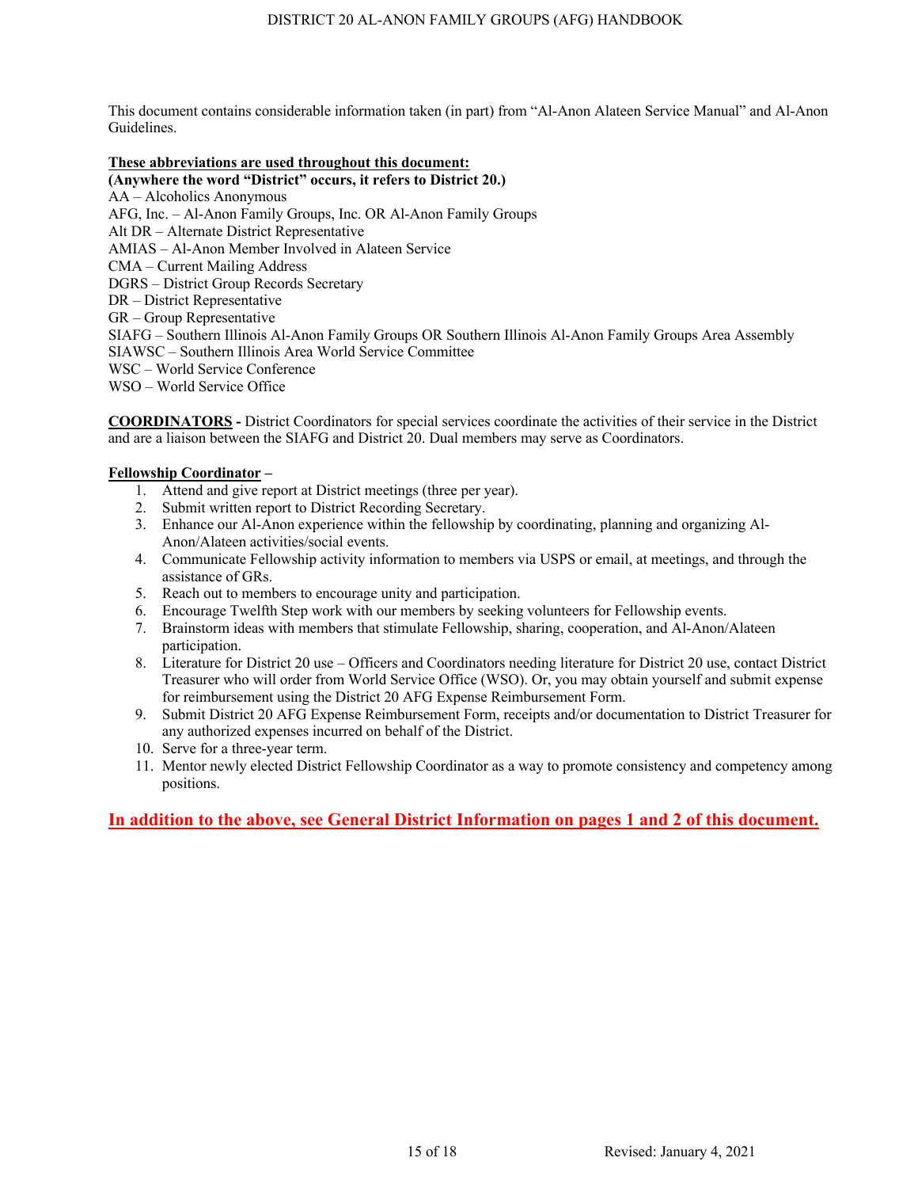This document contains considerable information taken (in part) from “Al-Anon Alateen Service Manual” and Al-Anon Guidelines.

**These abbreviations are used throughout this document:**
**(Anywhere the word “District” occurs, it refers to District 20.)**

AA – Alcoholics Anonymous
AFG, Inc. – Al-Anon Family Groups, Inc. OR Al-Anon Family Groups
Alt DR – Alternate District Representative
AMIAS – Al-Anon Member Involved in Alateen Service
CMA – Current Mailing Address
DGRS – District Group Records Secretary
DR – District Representative
GR – Group Representative
SIAFG – Southern Illinois Al-Anon Family Groups OR Southern Illinois Al-Anon Family Groups Area Assembly
SIAWSC – Southern Illinois Area World Service Committee
WSC – World Service Conference
WSO – World Service Office

**COORDINATORS -** District Coordinators for special services coordinate the activities of their service in the District and are a liaison between the SIAFG and District 20. Dual members may serve as Coordinators.

**Fellowship Coordinator –**

1. Attend and give report at District meetings (three per year).
2. Submit written report to District Recording Secretary.
3. Enhance our Al-Anon experience within the fellowship by coordinating, planning and organizing Al-Anon/Alateen activities/social events.
4. Communicate Fellowship activity information to members via USPS or email, at meetings, and through the assistance of GRs.
5. Reach out to members to encourage unity and participation.
6. Encourage Twelfth Step work with our members by seeking volunteers for Fellowship events.
7. Brainstorm ideas with members that stimulate Fellowship, sharing, cooperation, and Al-Anon/Alateen participation.
8. Literature for District 20 use – Officers and Coordinators needing literature for District 20 use, contact District Treasurer who will order from World Service Office (WSO). Or, you may obtain yourself and submit expense for reimbursement using the District 20 AFG Expense Reimbursement Form.
9. Submit District 20 AFG Expense Reimbursement Form, receipts and/or documentation to District Treasurer for any authorized expenses incurred on behalf of the District.
10. Serve for a three-year term.
11. Mentor newly elected District Fellowship Coordinator as a way to promote consistency and competency among positions.

**In addition to the above, see General District Information on pages 1 and 2 of this document.**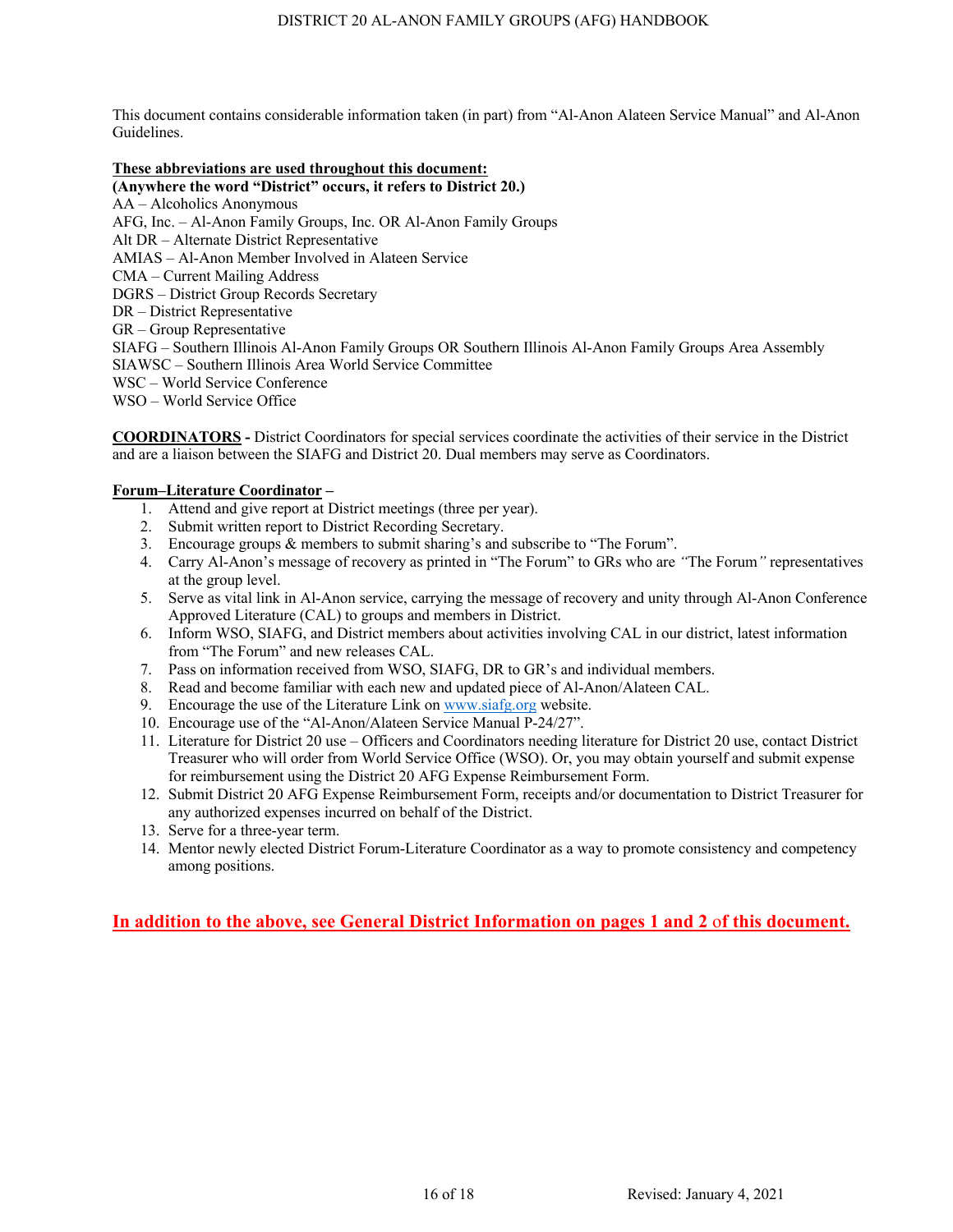This document contains considerable information taken (in part) from "Al-Anon Alateen Service Manual" and Al-Anon Guidelines.

**These abbreviations are used throughout this document:**
**(Anywhere the word "District" occurs, it refers to District 20.)**
AA – Alcoholics Anonymous
AFG, Inc. – Al-Anon Family Groups, Inc. OR Al-Anon Family Groups
Alt DR – Alternate District Representative
AMIAS – Al-Anon Member Involved in Alateen Service
CMA – Current Mailing Address
DGRS – District Group Records Secretary
DR – District Representative
GR – Group Representative
SIAFG – Southern Illinois Al-Anon Family Groups OR Southern Illinois Al-Anon Family Groups Area Assembly
SIAWSC – Southern Illinois Area World Service Committee
WSC – World Service Conference
WSO – World Service Office

**COORDINATORS -** District Coordinators for special services coordinate the activities of their service in the District and are a liaison between the SIAFG and District 20. Dual members may serve as Coordinators.

**Forum–Literature Coordinator –**

1. Attend and give report at District meetings (three per year).
2. Submit written report to District Recording Secretary.
3. Encourage groups & members to submit sharing's and subscribe to "The Forum".
4. Carry Al-Anon's message of recovery as printed in "The Forum" to GRs who are *"*The Forum*"* representatives at the group level.
5. Serve as vital link in Al-Anon service, carrying the message of recovery and unity through Al-Anon Conference Approved Literature (CAL) to groups and members in District.
6. Inform WSO, SIAFG, and District members about activities involving CAL in our district, latest information from "The Forum" and new releases CAL.
7. Pass on information received from WSO, SIAFG, DR to GR's and individual members.
8. Read and become familiar with each new and updated piece of Al-Anon/Alateen CAL.
9. Encourage the use of the Literature Link on www.siafg.org website.
10. Encourage use of the "Al-Anon/Alateen Service Manual P-24/27".
11. Literature for District 20 use – Officers and Coordinators needing literature for District 20 use, contact District Treasurer who will order from World Service Office (WSO). Or, you may obtain yourself and submit expense for reimbursement using the District 20 AFG Expense Reimbursement Form.
12. Submit District 20 AFG Expense Reimbursement Form, receipts and/or documentation to District Treasurer for any authorized expenses incurred on behalf of the District.
13. Serve for a three-year term.
14. Mentor newly elected District Forum-Literature Coordinator as a way to promote consistency and competency among positions.

**In addition to the above, see General District Information on pages 1 and 2 of this document.**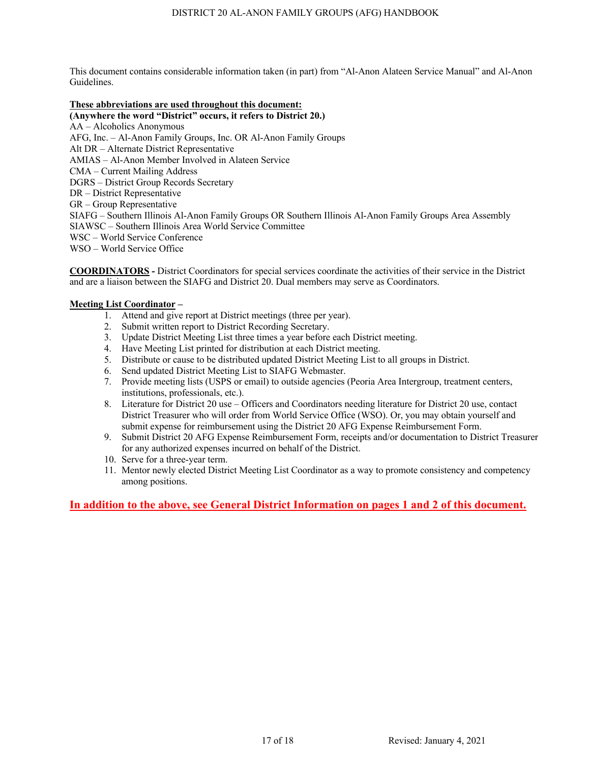This document contains considerable information taken (in part) from "Al-Anon Alateen Service Manual" and Al-Anon Guidelines.

**These abbreviations are used throughout this document:**
**(Anywhere the word "District" occurs, it refers to District 20.)**

AA – Alcoholics Anonymous
AFG, Inc. – Al-Anon Family Groups, Inc. OR Al-Anon Family Groups
Alt DR – Alternate District Representative
AMIAS – Al-Anon Member Involved in Alateen Service
CMA – Current Mailing Address
DGRS – District Group Records Secretary
DR – District Representative
GR – Group Representative
SIAFG – Southern Illinois Al-Anon Family Groups OR Southern Illinois Al-Anon Family Groups Area Assembly
SIAWSC – Southern Illinois Area World Service Committee
WSC – World Service Conference
WSO – World Service Office

**COORDINATORS -** District Coordinators for special services coordinate the activities of their service in the District and are a liaison between the SIAFG and District 20. Dual members may serve as Coordinators.

**Meeting List Coordinator –**

1. Attend and give report at District meetings (three per year).
2. Submit written report to District Recording Secretary.
3. Update District Meeting List three times a year before each District meeting.
4. Have Meeting List printed for distribution at each District meeting.
5. Distribute or cause to be distributed updated District Meeting List to all groups in District.
6. Send updated District Meeting List to SIAFG Webmaster.
7. Provide meeting lists (USPS or email) to outside agencies (Peoria Area Intergroup, treatment centers, institutions, professionals, etc.).
8. Literature for District 20 use – Officers and Coordinators needing literature for District 20 use, contact District Treasurer who will order from World Service Office (WSO). Or, you may obtain yourself and submit expense for reimbursement using the District 20 AFG Expense Reimbursement Form.
9. Submit District 20 AFG Expense Reimbursement Form, receipts and/or documentation to District Treasurer for any authorized expenses incurred on behalf of the District.
10. Serve for a three-year term.
11. Mentor newly elected District Meeting List Coordinator as a way to promote consistency and competency among positions.

**In addition to the above, see General District Information on pages 1 and 2 of this document.**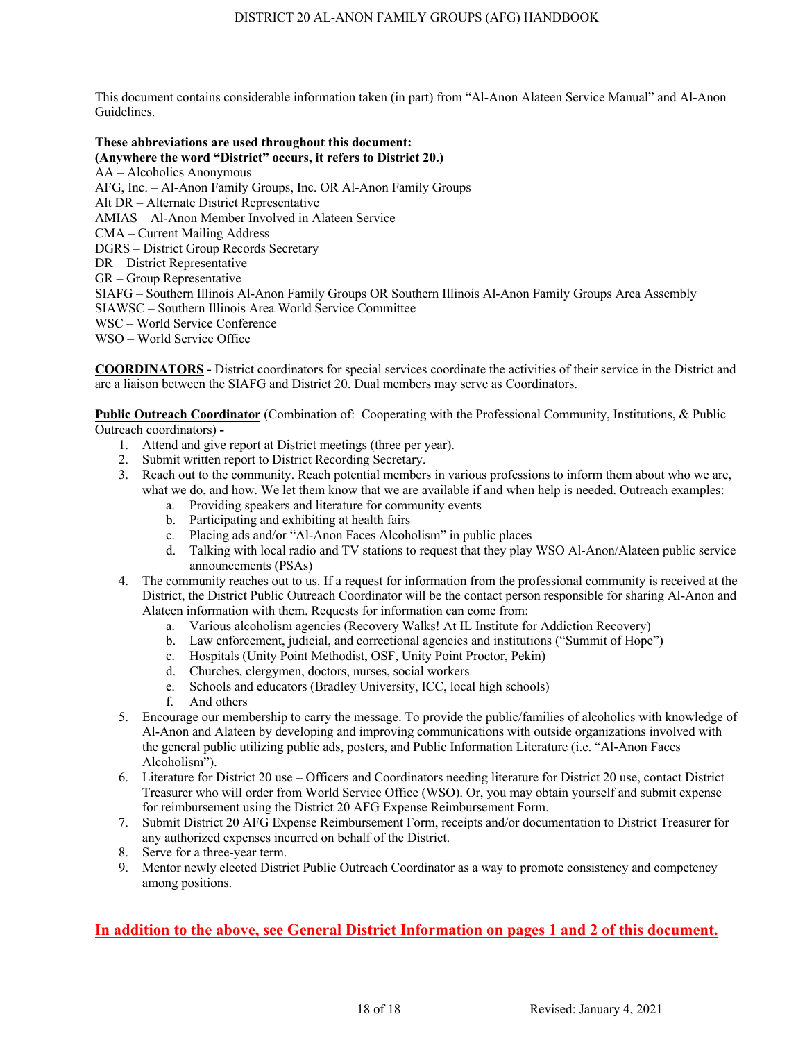This document contains considerable information taken (in part) from "Al-Anon Alateen Service Manual" and Al-Anon Guidelines.

**These abbreviations are used throughout this document:**
**(Anywhere the word "District" occurs, it refers to District 20.)**

AA – Alcoholics Anonymous
AFG, Inc. – Al-Anon Family Groups, Inc. OR Al-Anon Family Groups
Alt DR – Alternate District Representative
AMIAS – Al-Anon Member Involved in Alateen Service
CMA – Current Mailing Address
DGRS – District Group Records Secretary
DR – District Representative
GR – Group Representative
SIAFG – Southern Illinois Al-Anon Family Groups OR Southern Illinois Al-Anon Family Groups Area Assembly
SIAWSC – Southern Illinois Area World Service Committee
WSC – World Service Conference
WSO – World Service Office

**COORDINATORS -** District coordinators for special services coordinate the activities of their service in the District and are a liaison between the SIAFG and District 20. Dual members may serve as Coordinators.

**Public Outreach Coordinator** (Combination of: Cooperating with the Professional Community, Institutions, & Public Outreach coordinators) **-**

1. Attend and give report at District meetings (three per year).
2. Submit written report to District Recording Secretary.
3. Reach out to the community. Reach potential members in various professions to inform them about who we are, what we do, and how. We let them know that we are available if and when help is needed. Outreach examples:
    a. Providing speakers and literature for community events
    b. Participating and exhibiting at health fairs
    c. Placing ads and/or "Al-Anon Faces Alcoholism" in public places
    d. Talking with local radio and TV stations to request that they play WSO Al-Anon/Alateen public service announcements (PSAs)
4. The community reaches out to us. If a request for information from the professional community is received at the District, the District Public Outreach Coordinator will be the contact person responsible for sharing Al-Anon and Alateen information with them. Requests for information can come from:
    a. Various alcoholism agencies (Recovery Walks! At IL Institute for Addiction Recovery)
    b. Law enforcement, judicial, and correctional agencies and institutions ("Summit of Hope")
    c. Hospitals (Unity Point Methodist, OSF, Unity Point Proctor, Pekin)
    d. Churches, clergymen, doctors, nurses, social workers
    e. Schools and educators (Bradley University, ICC, local high schools)
    f. And others
5. Encourage our membership to carry the message. To provide the public/families of alcoholics with knowledge of Al-Anon and Alateen by developing and improving communications with outside organizations involved with the general public utilizing public ads, posters, and Public Information Literature (i.e. "Al-Anon Faces Alcoholism").
6. Literature for District 20 use – Officers and Coordinators needing literature for District 20 use, contact District Treasurer who will order from World Service Office (WSO). Or, you may obtain yourself and submit expense for reimbursement using the District 20 AFG Expense Reimbursement Form.
7. Submit District 20 AFG Expense Reimbursement Form, receipts and/or documentation to District Treasurer for any authorized expenses incurred on behalf of the District.
8. Serve for a three-year term.
9. Mentor newly elected District Public Outreach Coordinator as a way to promote consistency and competency among positions.

**In addition to the above, see General District Information on pages 1 and 2 of this document.**

Revised: January 4, 2021